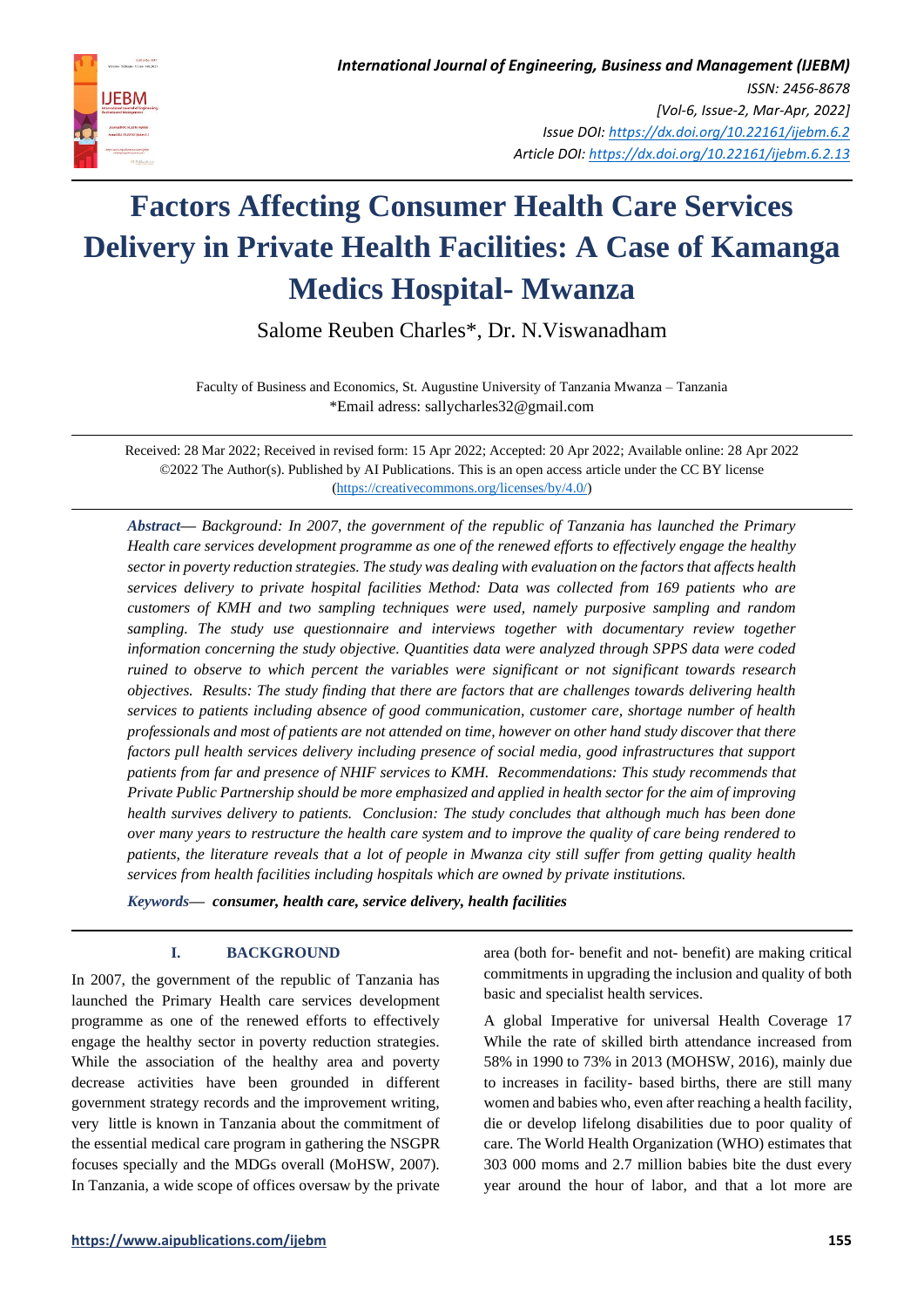# Factors Affecting Consumer Health Care Services Delivery in Private Health Facilities: A Case of Kamanga Medics Hospital- Mwanza

Salome Reuben Charles*, Dr. N.Viswanadham

Faculty of Business and Economics, St. Augustine University of Tanzania Mwanza – Tanzania
*Email adress: sallycharles32@gmail.com

Received: 28 Mar 2022; Received in revised form: 15 Apr 2022; Accepted: 20 Apr 2022; Available online: 28 Apr 2022
©2022 The Author(s). Published by AI Publications. This is an open access article under the CC BY license (https://creativecommons.org/licenses/by/4.0/)

***Abstract*— *Background: In 2007, the government of the republic of Tanzania has launched the Primary Health care services development programme as one of the renewed efforts to effectively engage the healthy sector in poverty reduction strategies. The study was dealing with evaluation on the factors that affects health services delivery to private hospital facilities Method: Data was collected from 169 patients who are customers of KMH and two sampling techniques were used, namely purposive sampling and random sampling. The study use questionnaire and interviews together with documentary review together information concerning the study objective. Quantities data were analyzed through SPPS data were coded ruined to observe to which percent the variables were significant or not significant towards research objectives. Results: The study finding that there are factors that are challenges towards delivering health services to patients including absence of good communication, customer care, shortage number of health professionals and most of patients are not attended on time, however on other hand study discover that there factors pull health services delivery including presence of social media, good infrastructures that support patients from far and presence of NHIF services to KMH. Recommendations: This study recommends that Private Public Partnership should be more emphasized and applied in health sector for the aim of improving health survives delivery to patients. Conclusion: The study concludes that although much has been done over many years to restructure the health care system and to improve the quality of care being rendered to patients, the literature reveals that a lot of people in Mwanza city still suffer from getting quality health services from health facilities including hospitals which are owned by private institutions.*

***Keywords*— *consumer, health care, service delivery, health facilities***

## I. BACKGROUND

In 2007, the government of the republic of Tanzania has launched the Primary Health care services development programme as one of the renewed efforts to effectively engage the healthy sector in poverty reduction strategies. While the association of the healthy area and poverty decrease activities have been grounded in different government strategy records and the improvement writing, very little is known in Tanzania about the commitment of the essential medical care program in gathering the NSGPR focuses specially and the MDGs overall (MoHSW, 2007). In Tanzania, a wide scope of offices oversaw by the private area (both for- benefit and not- benefit) are making critical commitments in upgrading the inclusion and quality of both basic and specialist health services.

A global Imperative for universal Health Coverage 17 While the rate of skilled birth attendance increased from 58% in 1990 to 73% in 2013 (MOHSW, 2016), mainly due to increases in facility- based births, there are still many women and babies who, even after reaching a health facility, die or develop lifelong disabilities due to poor quality of care. The World Health Organization (WHO) estimates that 303 000 moms and 2.7 million babies bite the dust every year around the hour of labor, and that a lot more are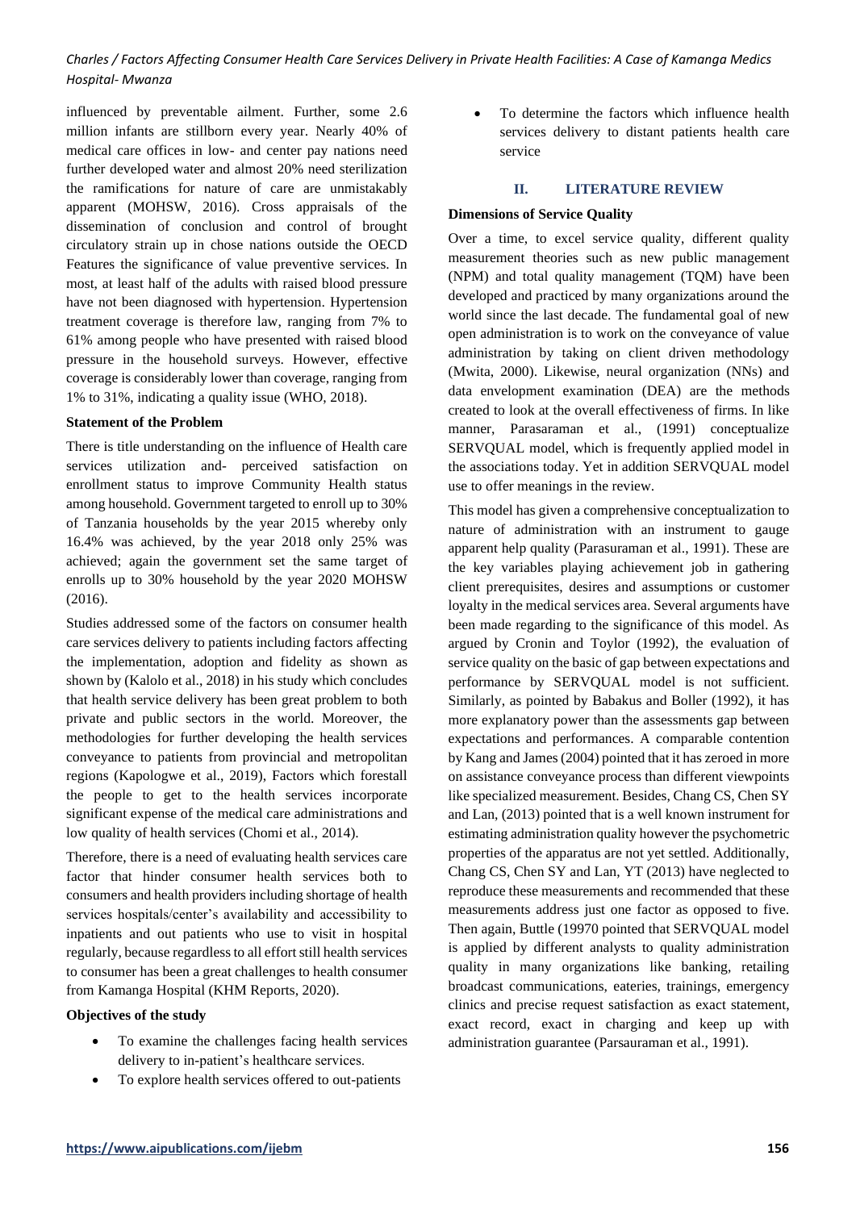influenced by preventable ailment. Further, some 2.6 million infants are stillborn every year. Nearly 40% of medical care offices in low- and center pay nations need further developed water and almost 20% need sterilization the ramifications for nature of care are unmistakably apparent (MOHSW, 2016). Cross appraisals of the dissemination of conclusion and control of brought circulatory strain up in chose nations outside the OECD Features the significance of value preventive services. In most, at least half of the adults with raised blood pressure have not been diagnosed with hypertension. Hypertension treatment coverage is therefore law, ranging from 7% to 61% among people who have presented with raised blood pressure in the household surveys. However, effective coverage is considerably lower than coverage, ranging from 1% to 31%, indicating a quality issue (WHO, 2018).

### Statement of the Problem

There is title understanding on the influence of Health care services utilization and- perceived satisfaction on enrollment status to improve Community Health status among household. Government targeted to enroll up to 30% of Tanzania households by the year 2015 whereby only 16.4% was achieved, by the year 2018 only 25% was achieved; again the government set the same target of enrolls up to 30% household by the year 2020 MOHSW (2016).

Studies addressed some of the factors on consumer health care services delivery to patients including factors affecting the implementation, adoption and fidelity as shown as shown by (Kalolo et al., 2018) in his study which concludes that health service delivery has been great problem to both private and public sectors in the world. Moreover, the methodologies for further developing the health services conveyance to patients from provincial and metropolitan regions (Kapologwe et al., 2019), Factors which forestall the people to get to the health services incorporate significant expense of the medical care administrations and low quality of health services (Chomi et al., 2014).

Therefore, there is a need of evaluating health services care factor that hinder consumer health services both to consumers and health providers including shortage of health services hospitals/center's availability and accessibility to inpatients and out patients who use to visit in hospital regularly, because regardless to all effort still health services to consumer has been a great challenges to health consumer from Kamanga Hospital (KHM Reports, 2020).

### Objectives of the study

- To examine the challenges facing health services delivery to in-patient's healthcare services.
- To explore health services offered to out-patients
- To determine the factors which influence health services delivery to distant patients health care service

## II. LITERATURE REVIEW

### Dimensions of Service Quality

Over a time, to excel service quality, different quality measurement theories such as new public management (NPM) and total quality management (TQM) have been developed and practiced by many organizations around the world since the last decade. The fundamental goal of new open administration is to work on the conveyance of value administration by taking on client driven methodology (Mwita, 2000). Likewise, neural organization (NNs) and data envelopment examination (DEA) are the methods created to look at the overall effectiveness of firms. In like manner, Parasaraman et al., (1991) conceptualize SERVQUAL model, which is frequently applied model in the associations today. Yet in addition SERVQUAL model use to offer meanings in the review.

This model has given a comprehensive conceptualization to nature of administration with an instrument to gauge apparent help quality (Parasuraman et al., 1991). These are the key variables playing achievement job in gathering client prerequisites, desires and assumptions or customer loyalty in the medical services area. Several arguments have been made regarding to the significance of this model. As argued by Cronin and Toylor (1992), the evaluation of service quality on the basic of gap between expectations and performance by SERVQUAL model is not sufficient. Similarly, as pointed by Babakus and Boller (1992), it has more explanatory power than the assessments gap between expectations and performances. A comparable contention by Kang and James (2004) pointed that it has zeroed in more on assistance conveyance process than different viewpoints like specialized measurement. Besides, Chang CS, Chen SY and Lan, (2013) pointed that is a well known instrument for estimating administration quality however the psychometric properties of the apparatus are not yet settled. Additionally, Chang CS, Chen SY and Lan, YT (2013) have neglected to reproduce these measurements and recommended that these measurements address just one factor as opposed to five. Then again, Buttle (19970 pointed that SERVQUAL model is applied by different analysts to quality administration quality in many organizations like banking, retailing broadcast communications, eateries, trainings, emergency clinics and precise request satisfaction as exact statement, exact record, exact in charging and keep up with administration guarantee (Parsauraman et al., 1991).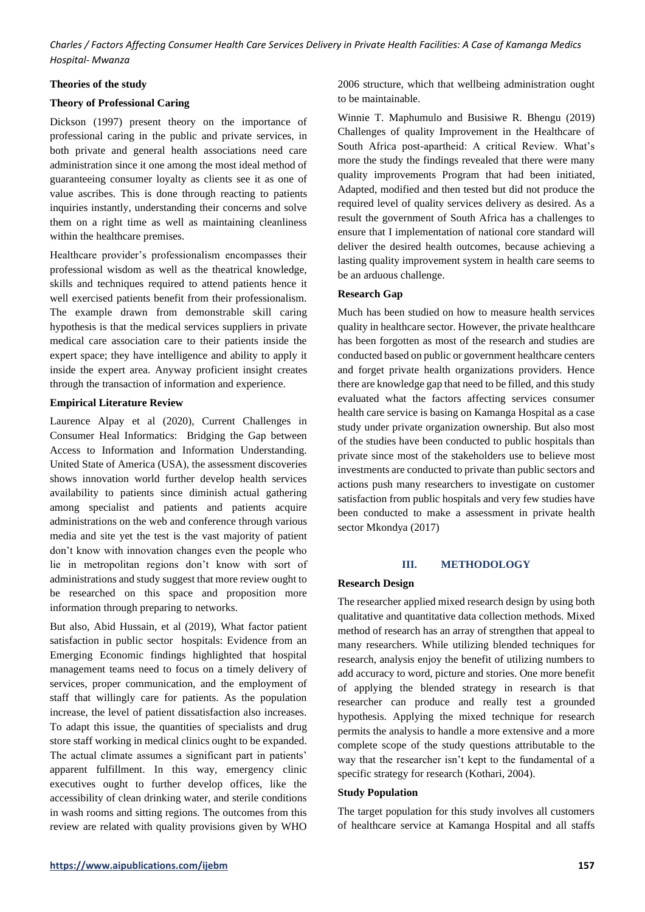### Theories of the study

### Theory of Professional Caring

Dickson (1997) present theory on the importance of professional caring in the public and private services, in both private and general health associations need care administration since it one among the most ideal method of guaranteeing consumer loyalty as clients see it as one of value ascribes. This is done through reacting to patients inquiries instantly, understanding their concerns and solve them on a right time as well as maintaining cleanliness within the healthcare premises.

Healthcare provider's professionalism encompasses their professional wisdom as well as the theatrical knowledge, skills and techniques required to attend patients hence it well exercised patients benefit from their professionalism. The example drawn from demonstrable skill caring hypothesis is that the medical services suppliers in private medical care association care to their patients inside the expert space; they have intelligence and ability to apply it inside the expert area. Anyway proficient insight creates through the transaction of information and experience.

### Empirical Literature Review

Laurence Alpay et al (2020), Current Challenges in Consumer Heal Informatics: Bridging the Gap between Access to Information and Information Understanding. United State of America (USA), the assessment discoveries shows innovation world further develop health services availability to patients since diminish actual gathering among specialist and patients and patients acquire administrations on the web and conference through various media and site yet the test is the vast majority of patient don't know with innovation changes even the people who lie in metropolitan regions don't know with sort of administrations and study suggest that more review ought to be researched on this space and proposition more information through preparing to networks.

But also, Abid Hussain, et al (2019), What factor patient satisfaction in public sector hospitals: Evidence from an Emerging Economic findings highlighted that hospital management teams need to focus on a timely delivery of services, proper communication, and the employment of staff that willingly care for patients. As the population increase, the level of patient dissatisfaction also increases. To adapt this issue, the quantities of specialists and drug store staff working in medical clinics ought to be expanded. The actual climate assumes a significant part in patients' apparent fulfillment. In this way, emergency clinic executives ought to further develop offices, like the accessibility of clean drinking water, and sterile conditions in wash rooms and sitting regions. The outcomes from this review are related with quality provisions given by WHO 2006 structure, which that wellbeing administration ought to be maintainable.

Winnie T. Maphumulo and Busisiwe R. Bhengu (2019) Challenges of quality Improvement in the Healthcare of South Africa post-apartheid: A critical Review. What's more the study the findings revealed that there were many quality improvements Program that had been initiated, Adapted, modified and then tested but did not produce the required level of quality services delivery as desired. As a result the government of South Africa has a challenges to ensure that I implementation of national core standard will deliver the desired health outcomes, because achieving a lasting quality improvement system in health care seems to be an arduous challenge.

### Research Gap

Much has been studied on how to measure health services quality in healthcare sector. However, the private healthcare has been forgotten as most of the research and studies are conducted based on public or government healthcare centers and forget private health organizations providers. Hence there are knowledge gap that need to be filled, and this study evaluated what the factors affecting services consumer health care service is basing on Kamanga Hospital as a case study under private organization ownership. But also most of the studies have been conducted to public hospitals than private since most of the stakeholders use to believe most investments are conducted to private than public sectors and actions push many researchers to investigate on customer satisfaction from public hospitals and very few studies have been conducted to make a assessment in private health sector Mkondya (2017)

## III. METHODOLOGY

### Research Design

The researcher applied mixed research design by using both qualitative and quantitative data collection methods. Mixed method of research has an array of strengthen that appeal to many researchers. While utilizing blended techniques for research, analysis enjoy the benefit of utilizing numbers to add accuracy to word, picture and stories. One more benefit of applying the blended strategy in research is that researcher can produce and really test a grounded hypothesis. Applying the mixed technique for research permits the analysis to handle a more extensive and a more complete scope of the study questions attributable to the way that the researcher isn't kept to the fundamental of a specific strategy for research (Kothari, 2004).

### Study Population

The target population for this study involves all customers of healthcare service at Kamanga Hospital and all staffs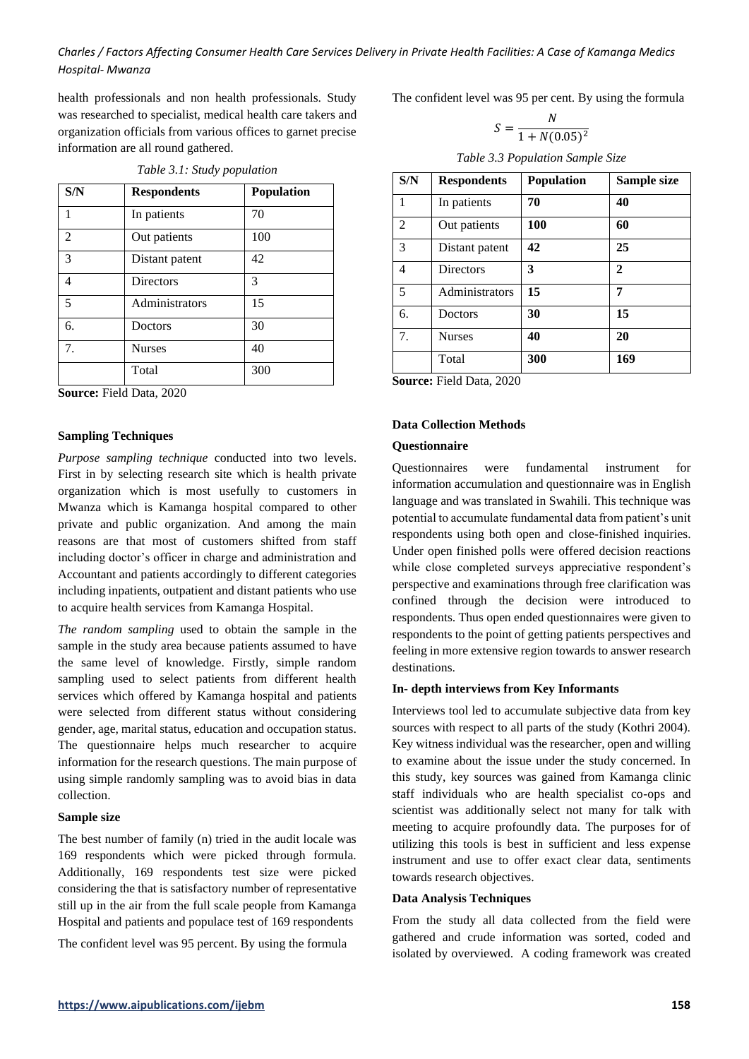health professionals and non health professionals. Study was researched to specialist, medical health care takers and organization officials from various offices to garnet precise information are all round gathered.

*Table 3.1: Study population*

| S/N | Respondents | Population |
|---|---|---|
| 1 | In patients | 70 |
| 2 | Out patients | 100 |
| 3 | Distant patent | 42 |
| 4 | Directors | 3 |
| 5 | Administrators | 15 |
| 6. | Doctors | 30 |
| 7. | Nurses | 40 |
| | Total | 300 |

**Source:** Field Data, 2020

**Sampling Techniques**

*Purpose sampling technique* conducted into two levels. First in by selecting research site which is health private organization which is most usefully to customers in Mwanza which is Kamanga hospital compared to other private and public organization. And among the main reasons are that most of customers shifted from staff including doctor's officer in charge and administration and Accountant and patients accordingly to different categories including inpatients, outpatient and distant patients who use to acquire health services from Kamanga Hospital.

*The random sampling* used to obtain the sample in the sample in the study area because patients assumed to have the same level of knowledge. Firstly, simple random sampling used to select patients from different health services which offered by Kamanga hospital and patients were selected from different status without considering gender, age, marital status, education and occupation status. The questionnaire helps much researcher to acquire information for the research questions. The main purpose of using simple randomly sampling was to avoid bias in data collection.

**Sample size**

The best number of family (n) tried in the audit locale was 169 respondents which were picked through formula. Additionally, 169 respondents test size were picked considering the that is satisfactory number of representative still up in the air from the full scale people from Kamanga Hospital and patients and populace test of 169 respondents

The confident level was 95 percent. By using the formula

The confident level was 95 per cent. By using the formula

$$S = \frac{N}{1 + N(0.05)^2}$$

*Table 3.3 Population Sample Size*

| S/N | Respondents | Population | Sample size |
|---|---|---|---|
| 1 | In patients | **70** | **40** |
| 2 | Out patients | **100** | **60** |
| 3 | Distant patent | **42** | **25** |
| 4 | Directors | **3** | **2** |
| 5 | Administrators | **15** | **7** |
| 6. | Doctors | **30** | **15** |
| 7. | Nurses | **40** | **20** |
| | Total | **300** | **169** |

**Source:** Field Data, 2020

**Data Collection Methods**

**Questionnaire**

Questionnaires were fundamental instrument for information accumulation and questionnaire was in English language and was translated in Swahili. This technique was potential to accumulate fundamental data from patient's unit respondents using both open and close-finished inquiries. Under open finished polls were offered decision reactions while close completed surveys appreciative respondent's perspective and examinations through free clarification was confined through the decision were introduced to respondents. Thus open ended questionnaires were given to respondents to the point of getting patients perspectives and feeling in more extensive region towards to answer research destinations.

**In- depth interviews from Key Informants**

Interviews tool led to accumulate subjective data from key sources with respect to all parts of the study (Kothri 2004). Key witness individual was the researcher, open and willing to examine about the issue under the study concerned. In this study, key sources was gained from Kamanga clinic staff individuals who are health specialist co-ops and scientist was additionally select not many for talk with meeting to acquire profoundly data. The purposes for of utilizing this tools is best in sufficient and less expense instrument and use to offer exact clear data, sentiments towards research objectives.

**Data Analysis Techniques**

From the study all data collected from the field were gathered and crude information was sorted, coded and isolated by overviewed. A coding framework was created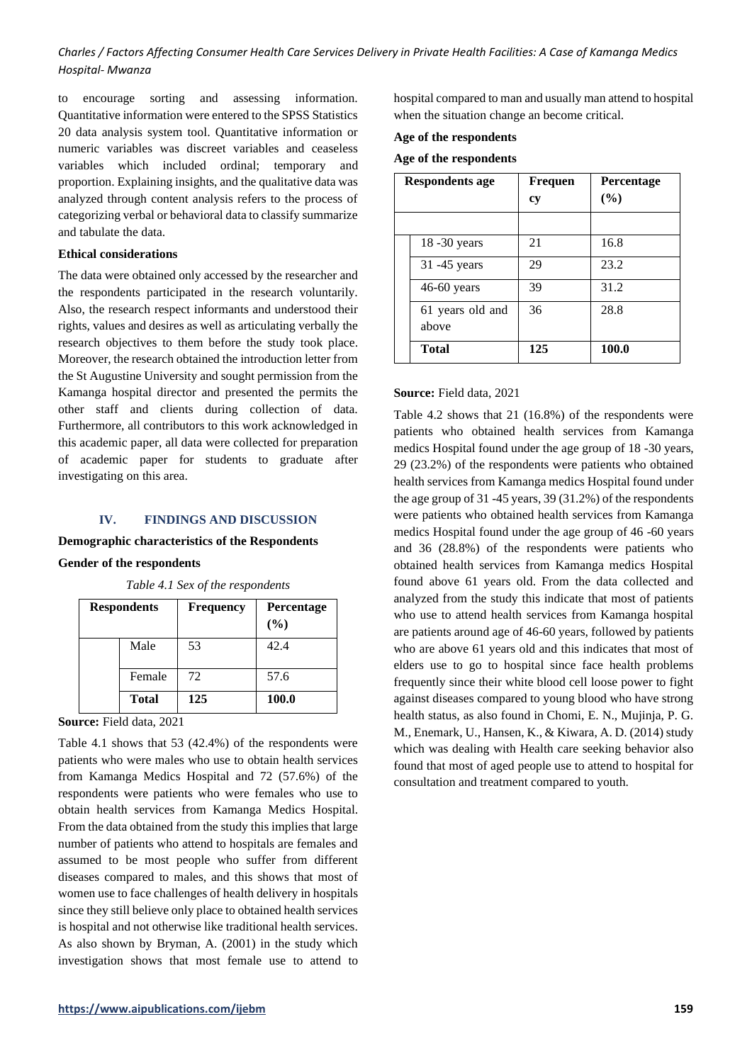to encourage sorting and assessing information. Quantitative information were entered to the SPSS Statistics 20 data analysis system tool. Quantitative information or numeric variables was discreet variables and ceaseless variables which included ordinal; temporary and proportion. Explaining insights, and the qualitative data was analyzed through content analysis refers to the process of categorizing verbal or behavioral data to classify summarize and tabulate the data.

**Ethical considerations**

The data were obtained only accessed by the researcher and the respondents participated in the research voluntarily. Also, the research respect informants and understood their rights, values and desires as well as articulating verbally the research objectives to them before the study took place. Moreover, the research obtained the introduction letter from the St Augustine University and sought permission from the Kamanga hospital director and presented the permits the other staff and clients during collection of data. Furthermore, all contributors to this work acknowledged in this academic paper, all data were collected for preparation of academic paper for students to graduate after investigating on this area.

## IV. FINDINGS AND DISCUSSION

**Demographic characteristics of the Respondents**

**Gender of the respondents**

*Table 4.1 Sex of the respondents*

| Respondents | | Frequency | Percentage (%) |
|---|---|---|---|
| | Male | 53 | 42.4 |
| | Female | 72 | 57.6 |
| | **Total** | **125** | **100.0** |

**Source:** Field data, 2021

Table 4.1 shows that 53 (42.4%) of the respondents were patients who were males who use to obtain health services from Kamanga Medics Hospital and 72 (57.6%) of the respondents were patients who were females who use to obtain health services from Kamanga Medics Hospital. From the data obtained from the study this implies that large number of patients who attend to hospitals are females and assumed to be most people who suffer from different diseases compared to males, and this shows that most of women use to face challenges of health delivery in hospitals since they still believe only place to obtained health services is hospital and not otherwise like traditional health services. As also shown by Bryman, A. (2001) in the study which investigation shows that most female use to attend to hospital compared to man and usually man attend to hospital when the situation change an become critical.

**Age of the respondents**

**Age of the respondents**

| Respondents age | | Frequency | Percentage (%) |
|---|---|---|---|
| | | | |
| | 18 -30 years | 21 | 16.8 |
| | 31 -45 years | 29 | 23.2 |
| | 46-60 years | 39 | 31.2 |
| | 61 years old and above | 36 | 28.8 |
| | **Total** | **125** | **100.0** |

**Source:** Field data, 2021

Table 4.2 shows that 21 (16.8%) of the respondents were patients who obtained health services from Kamanga medics Hospital found under the age group of 18 -30 years, 29 (23.2%) of the respondents were patients who obtained health services from Kamanga medics Hospital found under the age group of 31 -45 years, 39 (31.2%) of the respondents were patients who obtained health services from Kamanga medics Hospital found under the age group of 46 -60 years and 36 (28.8%) of the respondents were patients who obtained health services from Kamanga medics Hospital found above 61 years old. From the data collected and analyzed from the study this indicate that most of patients who use to attend health services from Kamanga hospital are patients around age of 46-60 years, followed by patients who are above 61 years old and this indicates that most of elders use to go to hospital since face health problems frequently since their white blood cell loose power to fight against diseases compared to young blood who have strong health status, as also found in Chomi, E. N., Mujinja, P. G. M., Enemark, U., Hansen, K., & Kiwara, A. D. (2014) study which was dealing with Health care seeking behavior also found that most of aged people use to attend to hospital for consultation and treatment compared to youth.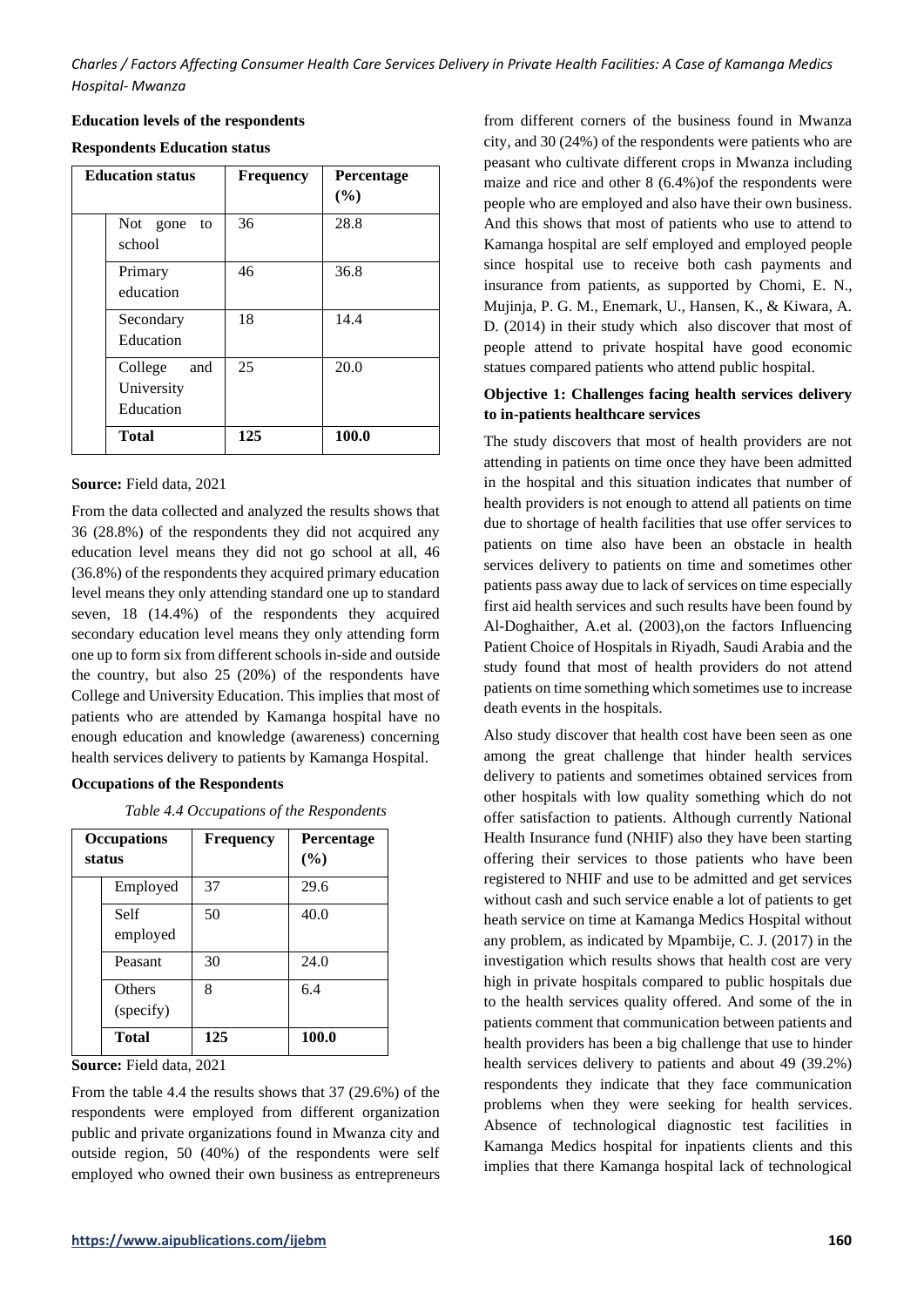**Education levels of the respondents**

**Respondents Education status**

| Education status | Frequency | Percentage (%) |
|---|---|---|
| Not gone to school | 36 | 28.8 |
| Primary education | 46 | 36.8 |
| Secondary Education | 18 | 14.4 |
| College and University Education | 25 | 20.0 |
| **Total** | **125** | **100.0** |

**Source:** Field data, 2021

From the data collected and analyzed the results shows that 36 (28.8%) of the respondents they did not acquired any education level means they did not go school at all, 46 (36.8%) of the respondents they acquired primary education level means they only attending standard one up to standard seven, 18 (14.4%) of the respondents they acquired secondary education level means they only attending form one up to form six from different schools in-side and outside the country, but also 25 (20%) of the respondents have College and University Education. This implies that most of patients who are attended by Kamanga hospital have no enough education and knowledge (awareness) concerning health services delivery to patients by Kamanga Hospital.

**Occupations of the Respondents**

*Table 4.4 Occupations of the Respondents*

| Occupations status | Frequency | Percentage (%) |
|---|---|---|
| Employed | 37 | 29.6 |
| Self employed | 50 | 40.0 |
| Peasant | 30 | 24.0 |
| Others (specify) | 8 | 6.4 |
| **Total** | **125** | **100.0** |

**Source:** Field data, 2021

From the table 4.4 the results shows that 37 (29.6%) of the respondents were employed from different organization public and private organizations found in Mwanza city and outside region, 50 (40%) of the respondents were self employed who owned their own business as entrepreneurs from different corners of the business found in Mwanza city, and 30 (24%) of the respondents were patients who are peasant who cultivate different crops in Mwanza including maize and rice and other 8 (6.4%)of the respondents were people who are employed and also have their own business. And this shows that most of patients who use to attend to Kamanga hospital are self employed and employed people since hospital use to receive both cash payments and insurance from patients, as supported by Chomi, E. N., Mujinja, P. G. M., Enemark, U., Hansen, K., & Kiwara, A. D. (2014) in their study which also discover that most of people attend to private hospital have good economic statues compared patients who attend public hospital.

**Objective 1: Challenges facing health services delivery to in-patients healthcare services**

The study discovers that most of health providers are not attending in patients on time once they have been admitted in the hospital and this situation indicates that number of health providers is not enough to attend all patients on time due to shortage of health facilities that use offer services to patients on time also have been an obstacle in health services delivery to patients on time and sometimes other patients pass away due to lack of services on time especially first aid health services and such results have been found by Al-Doghaither, A.et al. (2003),on the factors Influencing Patient Choice of Hospitals in Riyadh, Saudi Arabia and the study found that most of health providers do not attend patients on time something which sometimes use to increase death events in the hospitals.

Also study discover that health cost have been seen as one among the great challenge that hinder health services delivery to patients and sometimes obtained services from other hospitals with low quality something which do not offer satisfaction to patients. Although currently National Health Insurance fund (NHIF) also they have been starting offering their services to those patients who have been registered to NHIF and use to be admitted and get services without cash and such service enable a lot of patients to get heath service on time at Kamanga Medics Hospital without any problem, as indicated by Mpambije, C. J. (2017) in the investigation which results shows that health cost are very high in private hospitals compared to public hospitals due to the health services quality offered. And some of the in patients comment that communication between patients and health providers has been a big challenge that use to hinder health services delivery to patients and about 49 (39.2%) respondents they indicate that they face communication problems when they were seeking for health services. Absence of technological diagnostic test facilities in Kamanga Medics hospital for inpatients clients and this implies that there Kamanga hospital lack of technological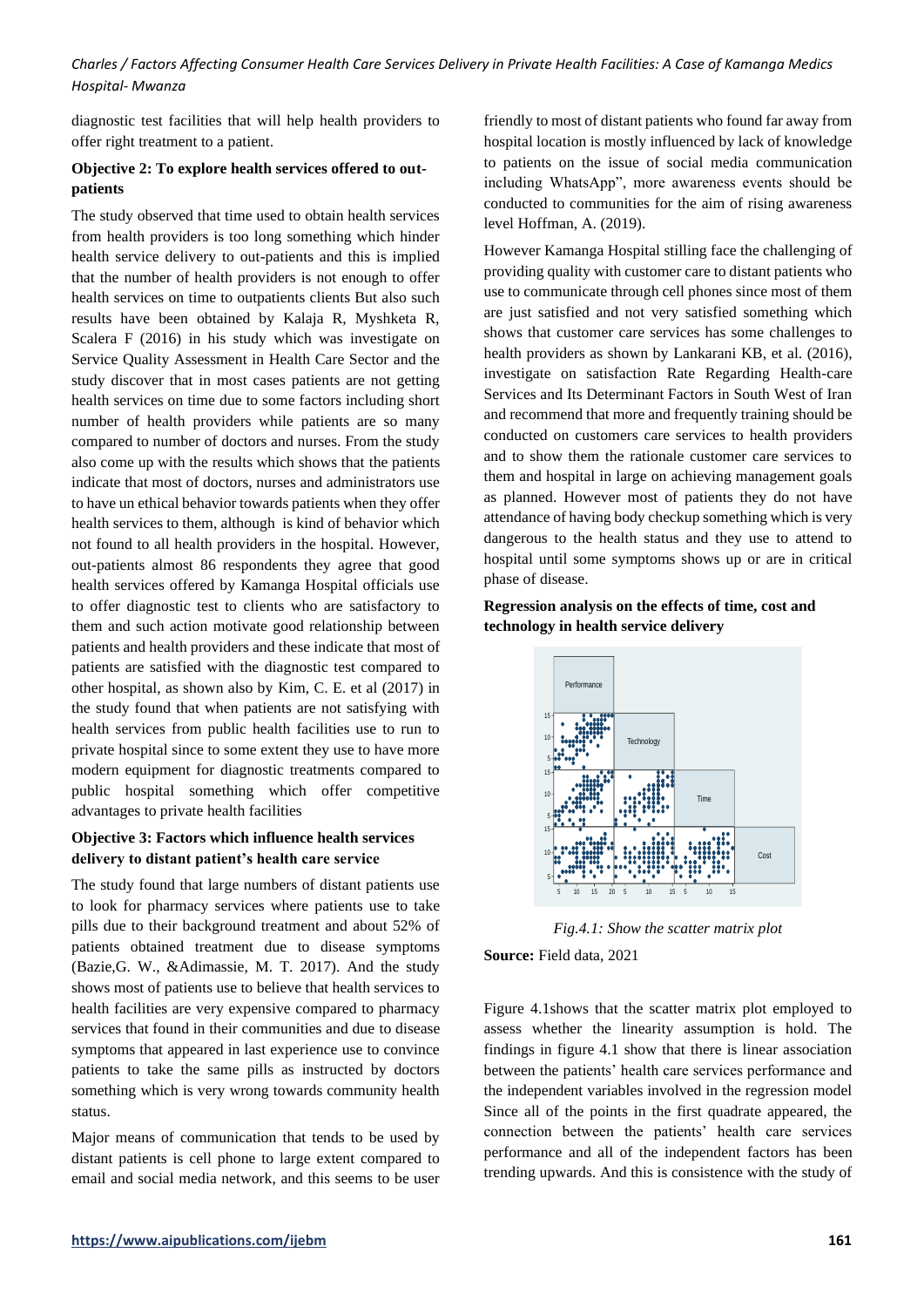diagnostic test facilities that will help health providers to offer right treatment to a patient.

**Objective 2: To explore health services offered to out-patients**

The study observed that time used to obtain health services from health providers is too long something which hinder health service delivery to out-patients and this is implied that the number of health providers is not enough to offer health services on time to outpatients clients But also such results have been obtained by Kalaja R, Myshketa R, Scalera F (2016) in his study which was investigate on Service Quality Assessment in Health Care Sector and the study discover that in most cases patients are not getting health services on time due to some factors including short number of health providers while patients are so many compared to number of doctors and nurses. From the study also come up with the results which shows that the patients indicate that most of doctors, nurses and administrators use to have un ethical behavior towards patients when they offer health services to them, although is kind of behavior which not found to all health providers in the hospital. However, out-patients almost 86 respondents they agree that good health services offered by Kamanga Hospital officials use to offer diagnostic test to clients who are satisfactory to them and such action motivate good relationship between patients and health providers and these indicate that most of patients are satisfied with the diagnostic test compared to other hospital, as shown also by Kim, C. E. et al (2017) in the study found that when patients are not satisfying with health services from public health facilities use to run to private hospital since to some extent they use to have more modern equipment for diagnostic treatments compared to public hospital something which offer competitive advantages to private health facilities

**Objective 3: Factors which influence health services delivery to distant patient's health care service**

The study found that large numbers of distant patients use to look for pharmacy services where patients use to take pills due to their background treatment and about 52% of patients obtained treatment due to disease symptoms (Bazie,G. W., &Adimassie, M. T. 2017). And the study shows most of patients use to believe that health services to health facilities are very expensive compared to pharmacy services that found in their communities and due to disease symptoms that appeared in last experience use to convince patients to take the same pills as instructed by doctors something which is very wrong towards community health status.

Major means of communication that tends to be used by distant patients is cell phone to large extent compared to email and social media network, and this seems to be user friendly to most of distant patients who found far away from hospital location is mostly influenced by lack of knowledge to patients on the issue of social media communication including WhatsApp", more awareness events should be conducted to communities for the aim of rising awareness level Hoffman, A. (2019).

However Kamanga Hospital stilling face the challenging of providing quality with customer care to distant patients who use to communicate through cell phones since most of them are just satisfied and not very satisfied something which shows that customer care services has some challenges to health providers as shown by Lankarani KB, et al. (2016), investigate on satisfaction Rate Regarding Health-care Services and Its Determinant Factors in South West of Iran and recommend that more and frequently training should be conducted on customers care services to health providers and to show them the rationale customer care services to them and hospital in large on achieving management goals as planned. However most of patients they do not have attendance of having body checkup something which is very dangerous to the health status and they use to attend to hospital until some symptoms shows up or are in critical phase of disease.

**Regression analysis on the effects of time, cost and technology in health service delivery**

*Fig.4.1: Show the scatter matrix plot*

**Source:** Field data, 2021

Figure 4.1shows that the scatter matrix plot employed to assess whether the linearity assumption is hold. The findings in figure 4.1 show that there is linear association between the patients' health care services performance and the independent variables involved in the regression model Since all of the points in the first quadrate appeared, the connection between the patients' health care services performance and all of the independent factors has been trending upwards. And this is consistence with the study of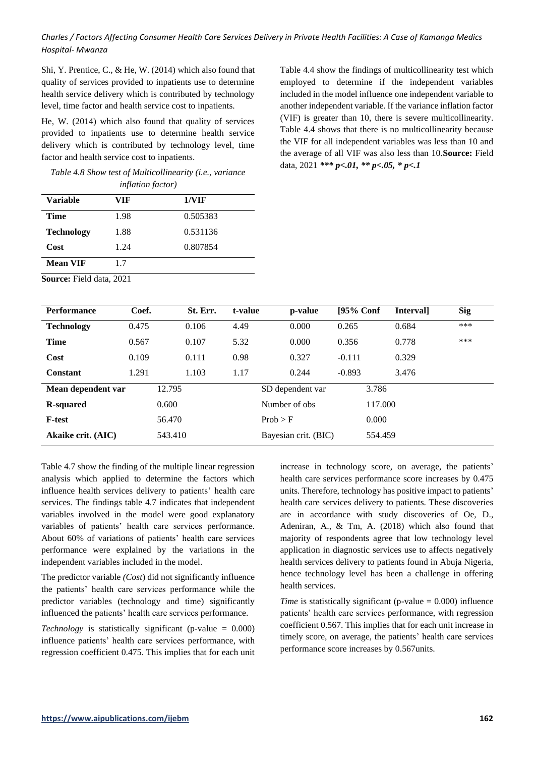Shi, Y. Prentice, C., & He, W. (2014) which also found that quality of services provided to inpatients use to determine health service delivery which is contributed by technology level, time factor and health service cost to inpatients.

He, W. (2014) which also found that quality of services provided to inpatients use to determine health service delivery which is contributed by technology level, time factor and health service cost to inpatients.

*Table 4.8 Show test of Multicollinearity (i.e., variance inflation factor)*

| Variable | VIF | 1/VIF |
|---|---|---|
| **Time** | 1.98 | 0.505383 |
| **Technology** | 1.88 | 0.531136 |
| **Cost** | 1.24 | 0.807854 |
| **Mean VIF** | 1.7 | |

**Source:** Field data, 2021

Table 4.4 show the findings of multicollinearity test which employed to determine if the independent variables included in the model influence one independent variable to another independent variable. If the variance inflation factor (VIF) is greater than 10, there is severe multicollinearity. Table 4.4 shows that there is no multicollinearity because the VIF for all independent variables was less than 10 and the average of all VIF was also less than 10.**Source:** Field data, 2021 ***\*\*\* $p<.01$, \*\* $p<.05$, \* $p<.1$***

| Performance | Coef. | St. Err. | t-value | p-value | [95% Conf | Interval] | Sig |
|---|---|---|---|---|---|---|---|
| **Technology** | 0.475 | 0.106 | 4.49 | 0.000 | 0.265 | 0.684 | *** |
| **Time** | 0.567 | 0.107 | 5.32 | 0.000 | 0.356 | 0.778 | *** |
| **Cost** | 0.109 | 0.111 | 0.98 | 0.327 | -0.111 | 0.329 | |
| **Constant** | 1.291 | 1.103 | 1.17 | 0.244 | -0.893 | 3.476 | |
| **Mean dependent var** | 12.795 | | | SD dependent var | 3.786 | | |
| **R-squared** | 0.600 | | | Number of obs | 117.000 | | |
| **F-test** | 56.470 | | | Prob > F | 0.000 | | |
| **Akaike crit. (AIC)** | 543.410 | | | Bayesian crit. (BIC) | 554.459 | | |

Table 4.7 show the finding of the multiple linear regression analysis which applied to determine the factors which influence health services delivery to patients' health care services. The findings table 4.7 indicates that independent variables involved in the model were good explanatory variables of patients' health care services performance. About 60% of variations of patients' health care services performance were explained by the variations in the independent variables included in the model.

The predictor variable *(Cost)* did not significantly influence the patients' health care services performance while the predictor variables (technology and time) significantly influenced the patients' health care services performance.

*Technology* is statistically significant (p-value = 0.000) influence patients' health care services performance, with regression coefficient 0.475. This implies that for each unit increase in technology score, on average, the patients' health care services performance score increases by 0.475 units. Therefore, technology has positive impact to patients' health care services delivery to patients. These discoveries are in accordance with study discoveries of Oe, D., Adeniran, A., & Tm, A. (2018) which also found that majority of respondents agree that low technology level application in diagnostic services use to affects negatively health services delivery to patients found in Abuja Nigeria, hence technology level has been a challenge in offering health services.

*Time* is statistically significant (p-value = 0.000) influence patients' health care services performance, with regression coefficient 0.567. This implies that for each unit increase in timely score, on average, the patients' health care services performance score increases by 0.567units.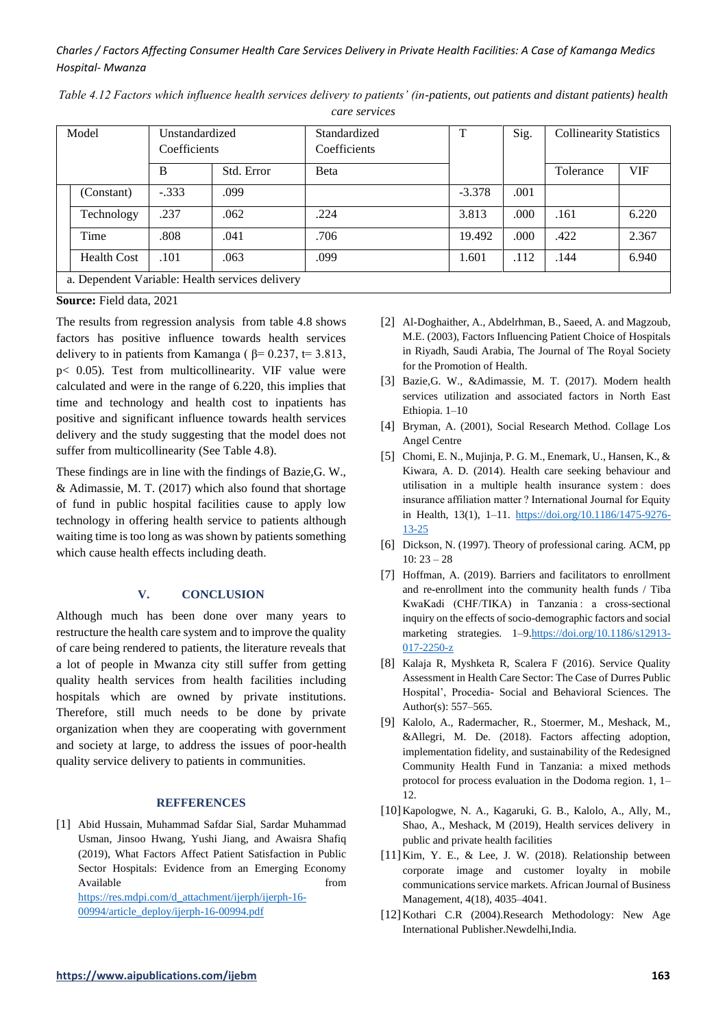*Table 4.12 Factors which influence health services delivery to patients' (in-patients, out patients and distant patients) health care services*

| Model | Unstandardized Coefficients | | Standardized Coefficients | T | Sig. | Collinearity Statistics | |
|---|---|---|---|---|---|---|---|
| | B | Std. Error | Beta | | | Tolerance | VIF |
| (Constant) | -.333 | .099 | | -3.378 | .001 | | |
| Technology | .237 | .062 | .224 | 3.813 | .000 | .161 | 6.220 |
| Time | .808 | .041 | .706 | 19.492 | .000 | .422 | 2.367 |
| Health Cost | .101 | .063 | .099 | 1.601 | .112 | .144 | 6.940 |
| a. Dependent Variable: Health services delivery | | | | | | | |

**Source:** Field data, 2021

The results from regression analysis from table 4.8 shows factors has positive influence towards health services delivery to in patients from Kamanga ( $\beta= 0.237$, $t= 3.813$, $p< 0.05$). Test from multicollinearity. VIF value were calculated and were in the range of 6.220, this implies that time and technology and health cost to inpatients has positive and significant influence towards health services delivery and the study suggesting that the model does not suffer from multicollinearity (See Table 4.8).

These findings are in line with the findings of Bazie,G. W., & Adimassie, M. T. (2017) which also found that shortage of fund in public hospital facilities cause to apply low technology in offering health service to patients although waiting time is too long as was shown by patients something which cause health effects including death.

## V. CONCLUSION

Although much has been done over many years to restructure the health care system and to improve the quality of care being rendered to patients, the literature reveals that a lot of people in Mwanza city still suffer from getting quality health services from health facilities including hospitals which are owned by private institutions. Therefore, still much needs to be done by private organization when they are cooperating with government and society at large, to address the issues of poor-health quality service delivery to patients in communities.

## REFFERENCES

[1] Abid Hussain, Muhammad Safdar Sial, Sardar Muhammad Usman, Jinsoo Hwang, Yushi Jiang, and Awaisra Shafiq (2019), What Factors Affect Patient Satisfaction in Public Sector Hospitals: Evidence from an Emerging Economy Available from https://res.mdpi.com/d_attachment/ijerph/ijerph-16-00994/article_deploy/ijerph-16-00994.pdf

[2] Al-Doghaither, A., Abdelrhman, B., Saeed, A. and Magzoub, M.E. (2003), Factors Influencing Patient Choice of Hospitals in Riyadh, Saudi Arabia, The Journal of The Royal Society for the Promotion of Health.

[3] Bazie,G. W., &Adimassie, M. T. (2017). Modern health services utilization and associated factors in North East Ethiopia. 1–10

[4] Bryman, A. (2001), Social Research Method. Collage Los Angel Centre

[5] Chomi, E. N., Mujinja, P. G. M., Enemark, U., Hansen, K., & Kiwara, A. D. (2014). Health care seeking behaviour and utilisation in a multiple health insurance system : does insurance affiliation matter ? International Journal for Equity in Health, 13(1), 1–11. https://doi.org/10.1186/1475-9276-13-25

[6] Dickson, N. (1997). Theory of professional caring. ACM, pp 10: 23 – 28

[7] Hoffman, A. (2019). Barriers and facilitators to enrollment and re-enrollment into the community health funds / Tiba KwaKadi (CHF/TIKA) in Tanzania : a cross-sectional inquiry on the effects of socio-demographic factors and social marketing strategies. 1–9.https://doi.org/10.1186/s12913-017-2250-z

[8] Kalaja R, Myshketa R, Scalera F (2016). Service Quality Assessment in Health Care Sector: The Case of Durres Public Hospital', Procedia- Social and Behavioral Sciences. The Author(s): 557–565.

[9] Kalolo, A., Radermacher, R., Stoermer, M., Meshack, M., &Allegri, M. De. (2018). Factors affecting adoption, implementation fidelity, and sustainability of the Redesigned Community Health Fund in Tanzania: a mixed methods protocol for process evaluation in the Dodoma region. 1, 1–12.

[10] Kapologwe, N. A., Kagaruki, G. B., Kalolo, A., Ally, M., Shao, A., Meshack, M (2019), Health services delivery in public and private health facilities

[11] Kim, Y. E., & Lee, J. W. (2018). Relationship between corporate image and customer loyalty in mobile communications service markets. African Journal of Business Management, 4(18), 4035–4041.

[12] Kothari C.R (2004).Research Methodology: New Age International Publisher.Newdelhi,India.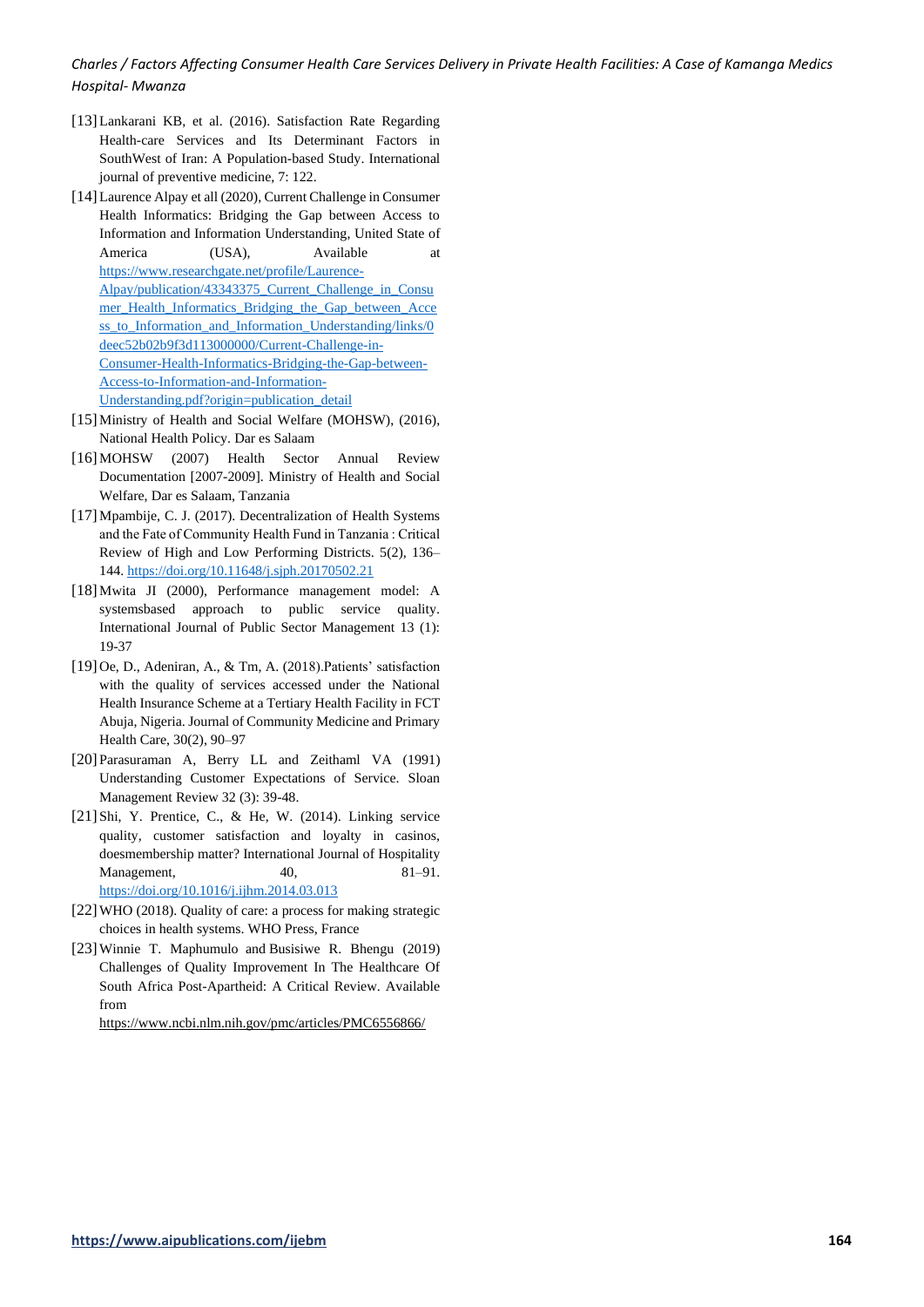[13] Lankarani KB, et al. (2016). Satisfaction Rate Regarding Health-care Services and Its Determinant Factors in SouthWest of Iran: A Population-based Study. International journal of preventive medicine, 7: 122.

[14] Laurence Alpay et all (2020), Current Challenge in Consumer Health Informatics: Bridging the Gap between Access to Information and Information Understanding, United State of America (USA), Available at https://www.researchgate.net/profile/Laurence-Alpay/publication/43343375_Current_Challenge_in_Consumer_Health_Informatics_Bridging_the_Gap_between_Access_to_Information_and_Information_Understanding/links/0deec52b02b9f3d113000000/Current-Challenge-in-Consumer-Health-Informatics-Bridging-the-Gap-between-Access-to-Information-and-Information-Understanding.pdf?origin=publication_detail

[15] Ministry of Health and Social Welfare (MOHSW), (2016), National Health Policy. Dar es Salaam

[16] MOHSW (2007) Health Sector Annual Review Documentation [2007-2009]. Ministry of Health and Social Welfare, Dar es Salaam, Tanzania

[17] Mpambije, C. J. (2017). Decentralization of Health Systems and the Fate of Community Health Fund in Tanzania : Critical Review of High and Low Performing Districts. 5(2), 136–144. https://doi.org/10.11648/j.sjph.20170502.21

[18] Mwita JI (2000), Performance management model: A systemsbased approach to public service quality. International Journal of Public Sector Management 13 (1): 19-37

[19] Oe, D., Adeniran, A., & Tm, A. (2018).Patients' satisfaction with the quality of services accessed under the National Health Insurance Scheme at a Tertiary Health Facility in FCT Abuja, Nigeria. Journal of Community Medicine and Primary Health Care, 30(2), 90–97

[20] Parasuraman A, Berry LL and Zeithaml VA (1991) Understanding Customer Expectations of Service. Sloan Management Review 32 (3): 39-48.

[21] Shi, Y. Prentice, C., & He, W. (2014). Linking service quality, customer satisfaction and loyalty in casinos, doesmembership matter? International Journal of Hospitality Management, 40, 81–91. https://doi.org/10.1016/j.ijhm.2014.03.013

[22] WHO (2018). Quality of care: a process for making strategic choices in health systems. WHO Press, France

[23] Winnie T. Maphumulo and Busisiwe R. Bhengu (2019) Challenges of Quality Improvement In The Healthcare Of South Africa Post-Apartheid: A Critical Review. Available from https://www.ncbi.nlm.nih.gov/pmc/articles/PMC6556866/